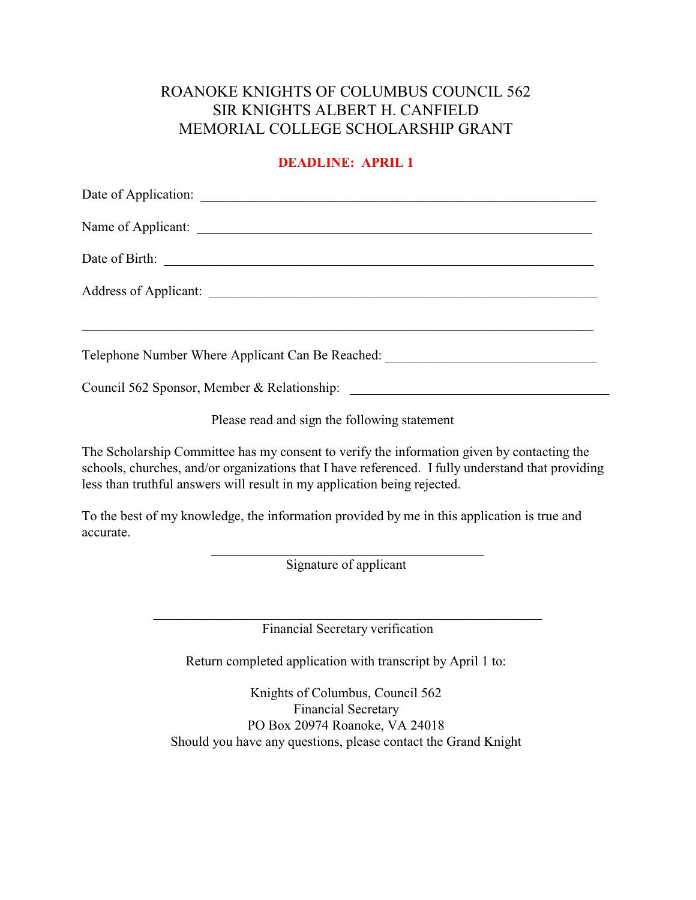# ROANOKE KNIGHTS OF COLUMBUS COUNCIL 562
# SIR KNIGHTS ALBERT H. CANFIELD
# MEMORIAL COLLEGE SCHOLARSHIP GRANT

**DEADLINE: APRIL 1**

Date of Application: ____________________________________________________________

Name of Applicant: ____________________________________________________________

Date of Birth: ________________________________________________________________

Address of Applicant: __________________________________________________________

______________________________________________________________________________

Telephone Number Where Applicant Can Be Reached: _______________________________

Council 562 Sponsor, Member & Relationship: ______________________________________

Please read and sign the following statement

The Scholarship Committee has my consent to verify the information given by contacting the schools, churches, and/or organizations that I have referenced. I fully understand that providing less than truthful answers will result in my application being rejected.

To the best of my knowledge, the information provided by me in this application is true and accurate.

__________________________________________
Signature of applicant

____________________________________________________________
Financial Secretary verification

Return completed application with transcript by April 1 to:

Knights of Columbus, Council 562
Financial Secretary
PO Box 20974 Roanoke, VA 24018
Should you have any questions, please contact the Grand Knight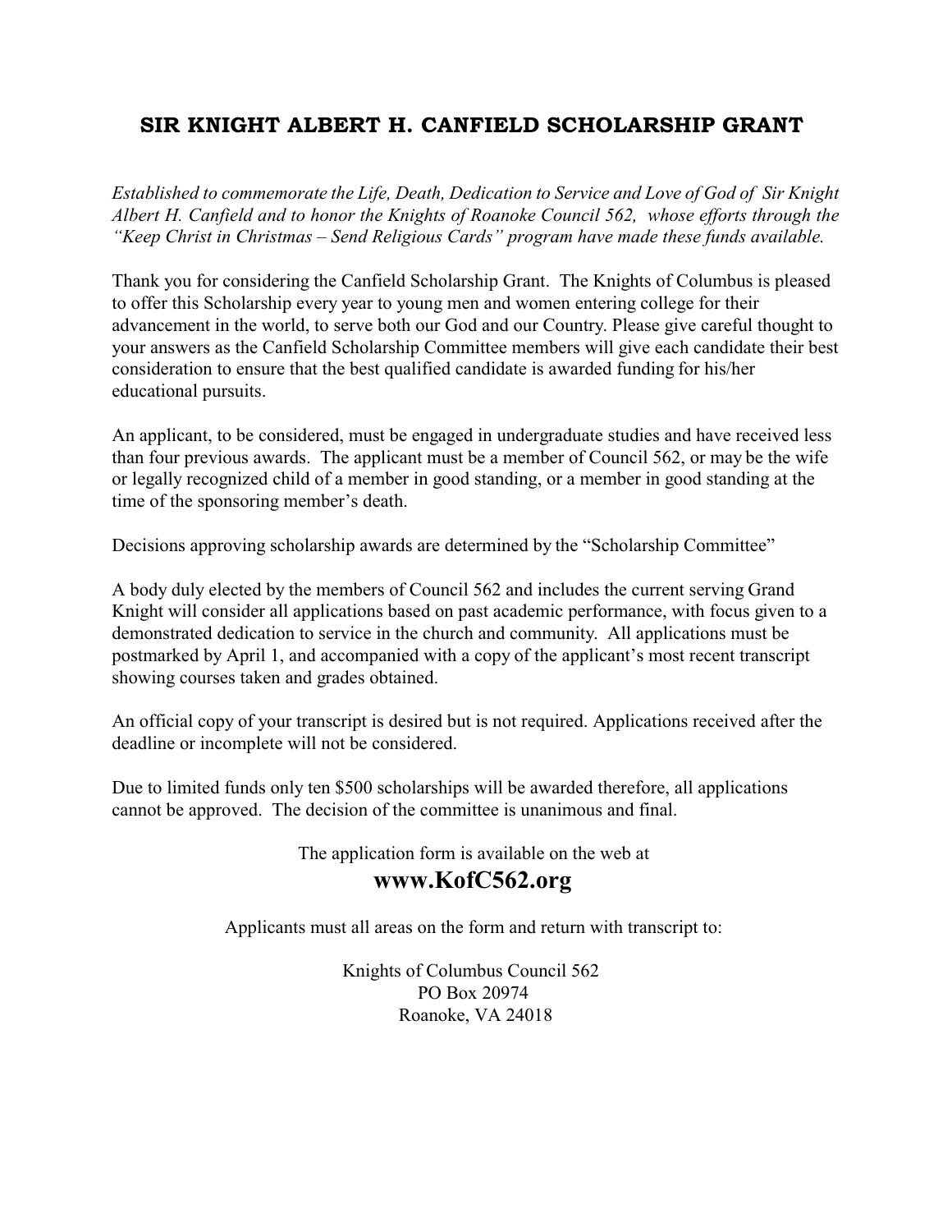# SIR KNIGHT ALBERT H. CANFIELD SCHOLARSHIP GRANT

*Established to commemorate the Life, Death, Dedication to Service and Love of God of Sir Knight Albert H. Canfield and to honor the Knights of Roanoke Council 562, whose efforts through the "Keep Christ in Christmas – Send Religious Cards" program have made these funds available.*

Thank you for considering the Canfield Scholarship Grant. The Knights of Columbus is pleased to offer this Scholarship every year to young men and women entering college for their advancement in the world, to serve both our God and our Country. Please give careful thought to your answers as the Canfield Scholarship Committee members will give each candidate their best consideration to ensure that the best qualified candidate is awarded funding for his/her educational pursuits.

An applicant, to be considered, must be engaged in undergraduate studies and have received less than four previous awards. The applicant must be a member of Council 562, or may be the wife or legally recognized child of a member in good standing, or a member in good standing at the time of the sponsoring member's death.

Decisions approving scholarship awards are determined by the "Scholarship Committee"

A body duly elected by the members of Council 562 and includes the current serving Grand Knight will consider all applications based on past academic performance, with focus given to a demonstrated dedication to service in the church and community. All applications must be postmarked by April 1, and accompanied with a copy of the applicant's most recent transcript showing courses taken and grades obtained.

An official copy of your transcript is desired but is not required. Applications received after the deadline or incomplete will not be considered.

Due to limited funds only ten $500 scholarships will be awarded therefore, all applications cannot be approved. The decision of the committee is unanimous and final.

The application form is available on the web at

**www.KofC562.org**

Applicants must all areas on the form and return with transcript to:

Knights of Columbus Council 562
PO Box 20974
Roanoke, VA 24018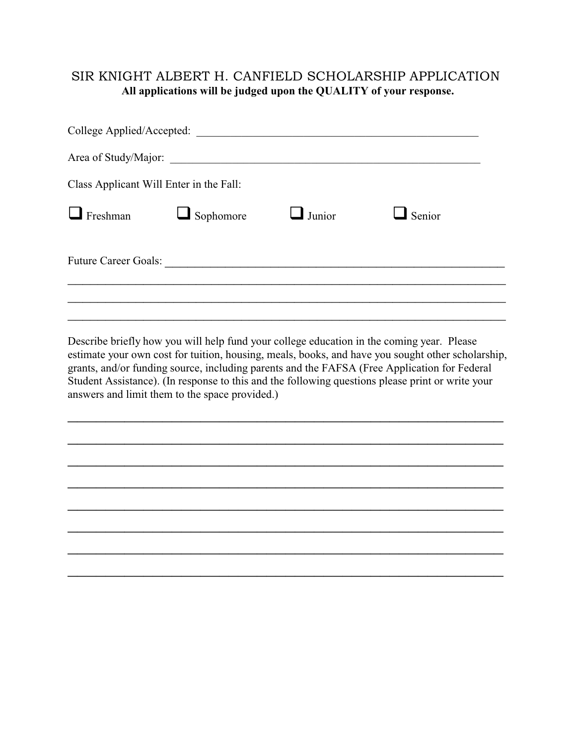# SIR KNIGHT ALBERT H. CANFIELD SCHOLARSHIP APPLICATION

**All applications will be judged upon the QUALITY of your response.**

College Applied/Accepted: ___________________________________________________

Area of Study/Major: ________________________________________________________

Class Applicant Will Enter in the Fall:

☐ Freshman ☐ Sophomore ☐ Junior ☐ Senior

Future Career Goals: ________________________________________________________

_____________________________________________________________________________

_____________________________________________________________________________

_____________________________________________________________________________

Describe briefly how you will help fund your college education in the coming year. Please estimate your own cost for tuition, housing, meals, books, and have you sought other scholarship, grants, and/or funding source, including parents and the FAFSA (Free Application for Federal Student Assistance). (In response to this and the following questions please print or write your answers and limit them to the space provided.)

_____________________________________________________________________________

_____________________________________________________________________________

_____________________________________________________________________________

_____________________________________________________________________________

_____________________________________________________________________________

_____________________________________________________________________________

_____________________________________________________________________________

_____________________________________________________________________________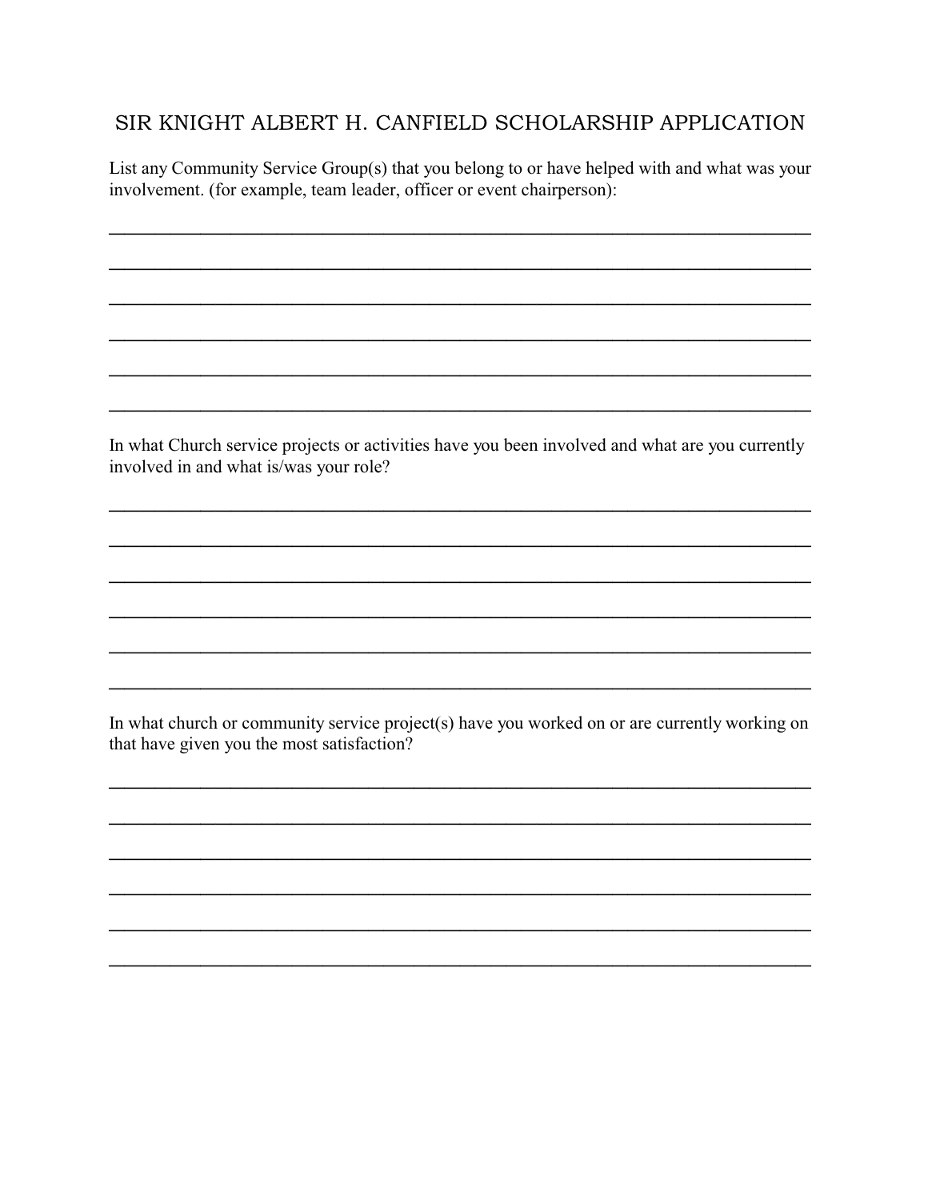## SIR KNIGHT ALBERT H. CANFIELD SCHOLARSHIP APPLICATION

List any Community Service Group(s) that you belong to or have helped with and what was your involvement. (for example, team leader, officer or event chairperson):

\_\_\_\_\_\_\_\_\_\_\_\_\_\_\_\_\_\_\_\_\_\_\_\_\_\_\_\_\_\_\_\_\_\_\_\_\_\_\_\_\_\_\_\_\_\_\_\_\_\_\_\_\_\_\_\_\_\_\_\_\_\_\_\_\_\_\_\_\_\_\_\_

\_\_\_\_\_\_\_\_\_\_\_\_\_\_\_\_\_\_\_\_\_\_\_\_\_\_\_\_\_\_\_\_\_\_\_\_\_\_\_\_\_\_\_\_\_\_\_\_\_\_\_\_\_\_\_\_\_\_\_\_\_\_\_\_\_\_\_\_\_\_\_\_

\_\_\_\_\_\_\_\_\_\_\_\_\_\_\_\_\_\_\_\_\_\_\_\_\_\_\_\_\_\_\_\_\_\_\_\_\_\_\_\_\_\_\_\_\_\_\_\_\_\_\_\_\_\_\_\_\_\_\_\_\_\_\_\_\_\_\_\_\_\_\_\_

\_\_\_\_\_\_\_\_\_\_\_\_\_\_\_\_\_\_\_\_\_\_\_\_\_\_\_\_\_\_\_\_\_\_\_\_\_\_\_\_\_\_\_\_\_\_\_\_\_\_\_\_\_\_\_\_\_\_\_\_\_\_\_\_\_\_\_\_\_\_\_\_

\_\_\_\_\_\_\_\_\_\_\_\_\_\_\_\_\_\_\_\_\_\_\_\_\_\_\_\_\_\_\_\_\_\_\_\_\_\_\_\_\_\_\_\_\_\_\_\_\_\_\_\_\_\_\_\_\_\_\_\_\_\_\_\_\_\_\_\_\_\_\_\_

\_\_\_\_\_\_\_\_\_\_\_\_\_\_\_\_\_\_\_\_\_\_\_\_\_\_\_\_\_\_\_\_\_\_\_\_\_\_\_\_\_\_\_\_\_\_\_\_\_\_\_\_\_\_\_\_\_\_\_\_\_\_\_\_\_\_\_\_\_\_\_\_

In what Church service projects or activities have you been involved and what are you currently involved in and what is/was your role?

\_\_\_\_\_\_\_\_\_\_\_\_\_\_\_\_\_\_\_\_\_\_\_\_\_\_\_\_\_\_\_\_\_\_\_\_\_\_\_\_\_\_\_\_\_\_\_\_\_\_\_\_\_\_\_\_\_\_\_\_\_\_\_\_\_\_\_\_\_\_\_\_

\_\_\_\_\_\_\_\_\_\_\_\_\_\_\_\_\_\_\_\_\_\_\_\_\_\_\_\_\_\_\_\_\_\_\_\_\_\_\_\_\_\_\_\_\_\_\_\_\_\_\_\_\_\_\_\_\_\_\_\_\_\_\_\_\_\_\_\_\_\_\_\_

\_\_\_\_\_\_\_\_\_\_\_\_\_\_\_\_\_\_\_\_\_\_\_\_\_\_\_\_\_\_\_\_\_\_\_\_\_\_\_\_\_\_\_\_\_\_\_\_\_\_\_\_\_\_\_\_\_\_\_\_\_\_\_\_\_\_\_\_\_\_\_\_

\_\_\_\_\_\_\_\_\_\_\_\_\_\_\_\_\_\_\_\_\_\_\_\_\_\_\_\_\_\_\_\_\_\_\_\_\_\_\_\_\_\_\_\_\_\_\_\_\_\_\_\_\_\_\_\_\_\_\_\_\_\_\_\_\_\_\_\_\_\_\_\_

\_\_\_\_\_\_\_\_\_\_\_\_\_\_\_\_\_\_\_\_\_\_\_\_\_\_\_\_\_\_\_\_\_\_\_\_\_\_\_\_\_\_\_\_\_\_\_\_\_\_\_\_\_\_\_\_\_\_\_\_\_\_\_\_\_\_\_\_\_\_\_\_

\_\_\_\_\_\_\_\_\_\_\_\_\_\_\_\_\_\_\_\_\_\_\_\_\_\_\_\_\_\_\_\_\_\_\_\_\_\_\_\_\_\_\_\_\_\_\_\_\_\_\_\_\_\_\_\_\_\_\_\_\_\_\_\_\_\_\_\_\_\_\_\_

In what church or community service project(s) have you worked on or are currently working on that have given you the most satisfaction?

\_\_\_\_\_\_\_\_\_\_\_\_\_\_\_\_\_\_\_\_\_\_\_\_\_\_\_\_\_\_\_\_\_\_\_\_\_\_\_\_\_\_\_\_\_\_\_\_\_\_\_\_\_\_\_\_\_\_\_\_\_\_\_\_\_\_\_\_\_\_\_\_

\_\_\_\_\_\_\_\_\_\_\_\_\_\_\_\_\_\_\_\_\_\_\_\_\_\_\_\_\_\_\_\_\_\_\_\_\_\_\_\_\_\_\_\_\_\_\_\_\_\_\_\_\_\_\_\_\_\_\_\_\_\_\_\_\_\_\_\_\_\_\_\_

\_\_\_\_\_\_\_\_\_\_\_\_\_\_\_\_\_\_\_\_\_\_\_\_\_\_\_\_\_\_\_\_\_\_\_\_\_\_\_\_\_\_\_\_\_\_\_\_\_\_\_\_\_\_\_\_\_\_\_\_\_\_\_\_\_\_\_\_\_\_\_\_

\_\_\_\_\_\_\_\_\_\_\_\_\_\_\_\_\_\_\_\_\_\_\_\_\_\_\_\_\_\_\_\_\_\_\_\_\_\_\_\_\_\_\_\_\_\_\_\_\_\_\_\_\_\_\_\_\_\_\_\_\_\_\_\_\_\_\_\_\_\_\_\_

\_\_\_\_\_\_\_\_\_\_\_\_\_\_\_\_\_\_\_\_\_\_\_\_\_\_\_\_\_\_\_\_\_\_\_\_\_\_\_\_\_\_\_\_\_\_\_\_\_\_\_\_\_\_\_\_\_\_\_\_\_\_\_\_\_\_\_\_\_\_\_\_

\_\_\_\_\_\_\_\_\_\_\_\_\_\_\_\_\_\_\_\_\_\_\_\_\_\_\_\_\_\_\_\_\_\_\_\_\_\_\_\_\_\_\_\_\_\_\_\_\_\_\_\_\_\_\_\_\_\_\_\_\_\_\_\_\_\_\_\_\_\_\_\_